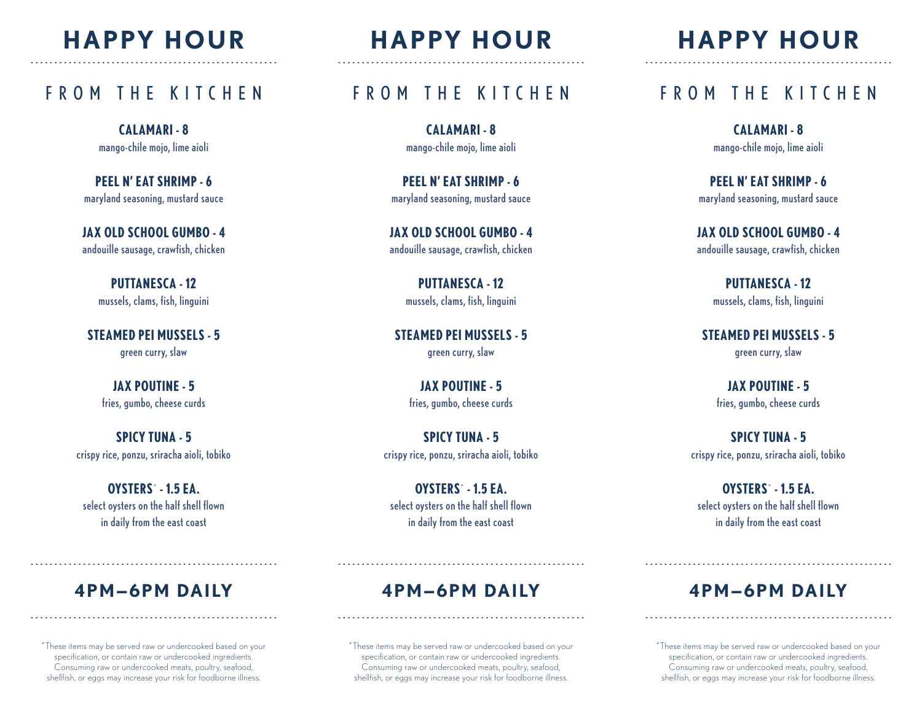# HAPPY HOUR

## FROM THE KITCHEN

**CALAMARI - 8**
mango-chile mojo, lime aioli

**PEEL N' EAT SHRIMP - 6**
maryland seasoning, mustard sauce

**JAX OLD SCHOOL GUMBO - 4**
andouille sausage, crawfish, chicken

**PUTTANESCA - 12**
mussels, clams, fish, linguini

**STEAMED PEI MUSSELS - 5**
green curry, slaw

**JAX POUTINE - 5**
fries, gumbo, cheese curds

**SPICY TUNA - 5**
crispy rice, ponzu, sriracha aioli, tobiko

**OYSTERS* - 1.5 EA.**
select oysters on the half shell flown in daily from the east coast

## 4PM–6PM DAILY

*These items may be served raw or undercooked based on your specification, or contain raw or undercooked ingredients. Consuming raw or undercooked meats, poultry, seafood, shellfish, or eggs may increase your risk for foodborne illness.

# HAPPY HOUR

## FROM THE KITCHEN

**CALAMARI - 8**
mango-chile mojo, lime aioli

**PEEL N' EAT SHRIMP - 6**
maryland seasoning, mustard sauce

**JAX OLD SCHOOL GUMBO - 4**
andouille sausage, crawfish, chicken

**PUTTANESCA - 12**
mussels, clams, fish, linguini

**STEAMED PEI MUSSELS - 5**
green curry, slaw

**JAX POUTINE - 5**
fries, gumbo, cheese curds

**SPICY TUNA - 5**
crispy rice, ponzu, sriracha aioli, tobiko

**OYSTERS* - 1.5 EA.**
select oysters on the half shell flown in daily from the east coast

## 4PM–6PM DAILY

*These items may be served raw or undercooked based on your specification, or contain raw or undercooked ingredients. Consuming raw or undercooked meats, poultry, seafood, shellfish, or eggs may increase your risk for foodborne illness.

# HAPPY HOUR

## FROM THE KITCHEN

**CALAMARI - 8**
mango-chile mojo, lime aioli

**PEEL N' EAT SHRIMP - 6**
maryland seasoning, mustard sauce

**JAX OLD SCHOOL GUMBO - 4**
andouille sausage, crawfish, chicken

**PUTTANESCA - 12**
mussels, clams, fish, linguini

**STEAMED PEI MUSSELS - 5**
green curry, slaw

**JAX POUTINE - 5**
fries, gumbo, cheese curds

**SPICY TUNA - 5**
crispy rice, ponzu, sriracha aioli, tobiko

**OYSTERS* - 1.5 EA.**
select oysters on the half shell flown in daily from the east coast

## 4PM–6PM DAILY

*These items may be served raw or undercooked based on your specification, or contain raw or undercooked ingredients. Consuming raw or undercooked meats, poultry, seafood, shellfish, or eggs may increase your risk for foodborne illness.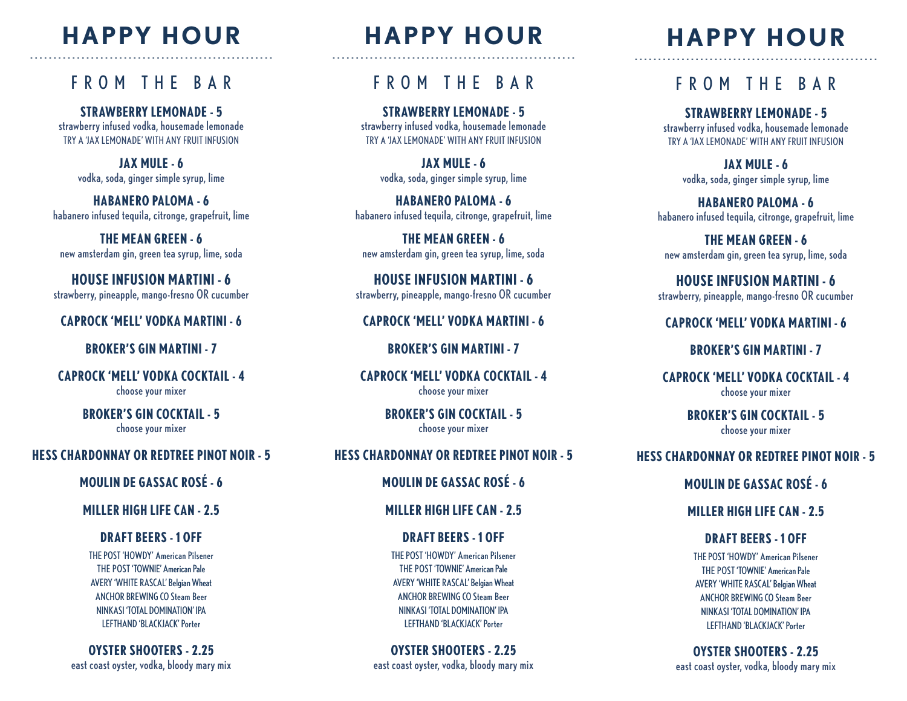# HAPPY HOUR

## FROM THE BAR

**STRAWBERRY LEMONADE - 5**
strawberry infused vodka, housemade lemonade
TRY A 'JAX LEMONADE' WITH ANY FRUIT INFUSION

**JAX MULE - 6**
vodka, soda, ginger simple syrup, lime

**HABANERO PALOMA - 6**
habanero infused tequila, citronge, grapefruit, lime

**THE MEAN GREEN - 6**
new amsterdam gin, green tea syrup, lime, soda

**HOUSE INFUSION MARTINI - 6**
strawberry, pineapple, mango-fresno OR cucumber

**CAPROCK 'MELL' VODKA MARTINI - 6**

**BROKER'S GIN MARTINI - 7**

**CAPROCK 'MELL' VODKA COCKTAIL - 4**
choose your mixer

**BROKER'S GIN COCKTAIL - 5**
choose your mixer

**HESS CHARDONNAY OR REDTREE PINOT NOIR - 5**

**MOULIN DE GASSAC ROSÉ - 6**

**MILLER HIGH LIFE CAN - 2.5**

**DRAFT BEERS - 1 OFF**
THE POST 'HOWDY' American Pilsener
THE POST 'TOWNIE' American Pale
AVERY 'WHITE RASCAL' Belgian Wheat
ANCHOR BREWING CO Steam Beer
NINKASI 'TOTAL DOMINATION' IPA
LEFTHAND 'BLACKJACK' Porter

**OYSTER SHOOTERS - 2.25**
east coast oyster, vodka, bloody mary mix

# HAPPY HOUR

## FROM THE BAR

**STRAWBERRY LEMONADE - 5**
strawberry infused vodka, housemade lemonade
TRY A 'JAX LEMONADE' WITH ANY FRUIT INFUSION

**JAX MULE - 6**
vodka, soda, ginger simple syrup, lime

**HABANERO PALOMA - 6**
habanero infused tequila, citronge, grapefruit, lime

**THE MEAN GREEN - 6**
new amsterdam gin, green tea syrup, lime, soda

**HOUSE INFUSION MARTINI - 6**
strawberry, pineapple, mango-fresno OR cucumber

**CAPROCK 'MELL' VODKA MARTINI - 6**

**BROKER'S GIN MARTINI - 7**

**CAPROCK 'MELL' VODKA COCKTAIL - 4**
choose your mixer

**BROKER'S GIN COCKTAIL - 5**
choose your mixer

**HESS CHARDONNAY OR REDTREE PINOT NOIR - 5**

**MOULIN DE GASSAC ROSÉ - 6**

**MILLER HIGH LIFE CAN - 2.5**

**DRAFT BEERS - 1 OFF**
THE POST 'HOWDY' American Pilsener
THE POST 'TOWNIE' American Pale
AVERY 'WHITE RASCAL' Belgian Wheat
ANCHOR BREWING CO Steam Beer
NINKASI 'TOTAL DOMINATION' IPA
LEFTHAND 'BLACKJACK' Porter

**OYSTER SHOOTERS - 2.25**
east coast oyster, vodka, bloody mary mix

# HAPPY HOUR

## FROM THE BAR

**STRAWBERRY LEMONADE - 5**
strawberry infused vodka, housemade lemonade
TRY A 'JAX LEMONADE' WITH ANY FRUIT INFUSION

**JAX MULE - 6**
vodka, soda, ginger simple syrup, lime

**HABANERO PALOMA - 6**
habanero infused tequila, citronge, grapefruit, lime

**THE MEAN GREEN - 6**
new amsterdam gin, green tea syrup, lime, soda

**HOUSE INFUSION MARTINI - 6**
strawberry, pineapple, mango-fresno OR cucumber

**CAPROCK 'MELL' VODKA MARTINI - 6**

**BROKER'S GIN MARTINI - 7**

**CAPROCK 'MELL' VODKA COCKTAIL - 4**
choose your mixer

**BROKER'S GIN COCKTAIL - 5**
choose your mixer

**HESS CHARDONNAY OR REDTREE PINOT NOIR - 5**

**MOULIN DE GASSAC ROSÉ - 6**

**MILLER HIGH LIFE CAN - 2.5**

**DRAFT BEERS - 1 OFF**
THE POST 'HOWDY' American Pilsener
THE POST 'TOWNIE' American Pale
AVERY 'WHITE RASCAL' Belgian Wheat
ANCHOR BREWING CO Steam Beer
NINKASI 'TOTAL DOMINATION' IPA
LEFTHAND 'BLACKJACK' Porter

**OYSTER SHOOTERS - 2.25**
east coast oyster, vodka, bloody mary mix